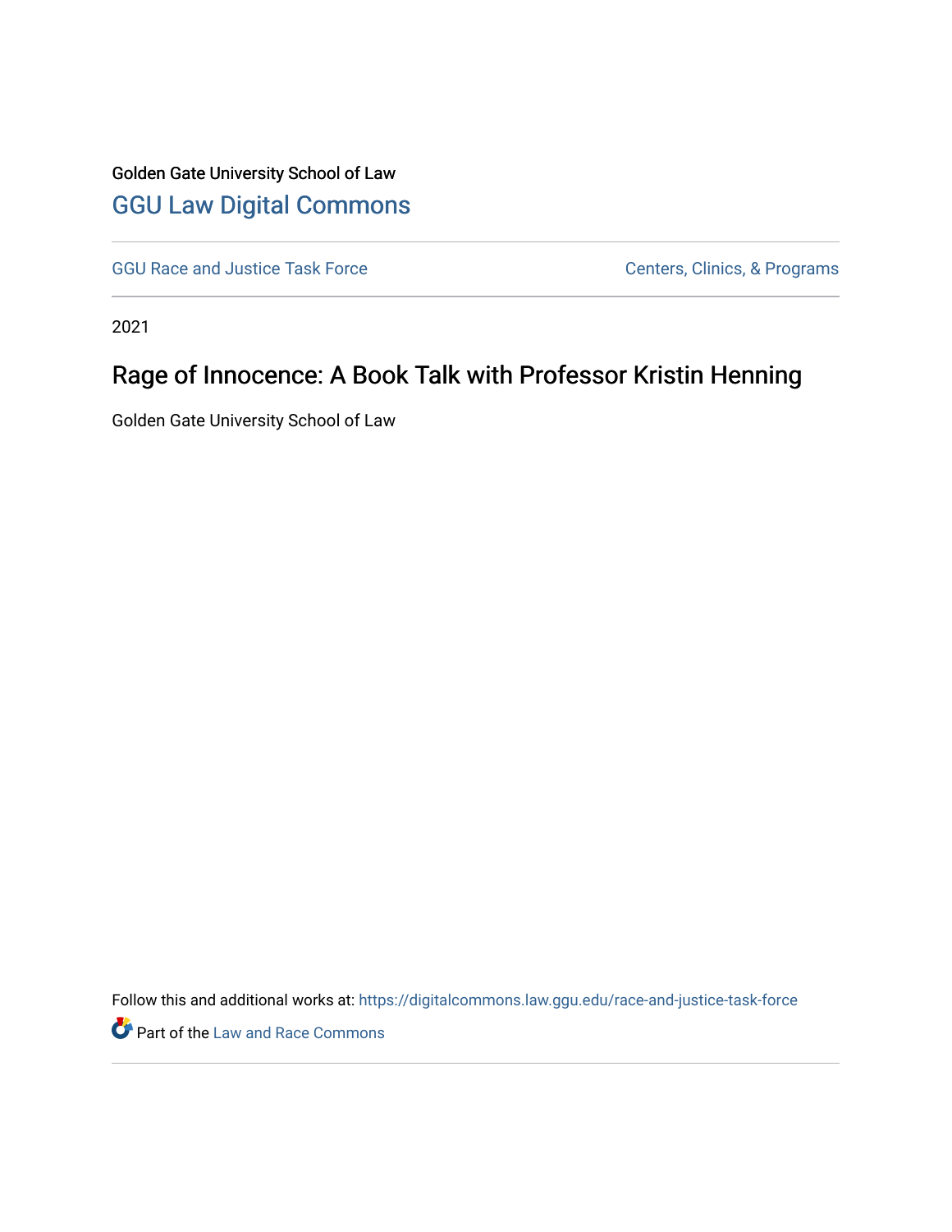Golden Gate University School of Law

## GGU Law Digital Commons

GGU Race and Justice Task Force | Centers, Clinics, & Programs

2021

# Rage of Innocence: A Book Talk with Professor Kristin Henning

Golden Gate University School of Law

Follow this and additional works at: https://digitalcommons.law.ggu.edu/race-and-justice-task-force

Part of the Law and Race Commons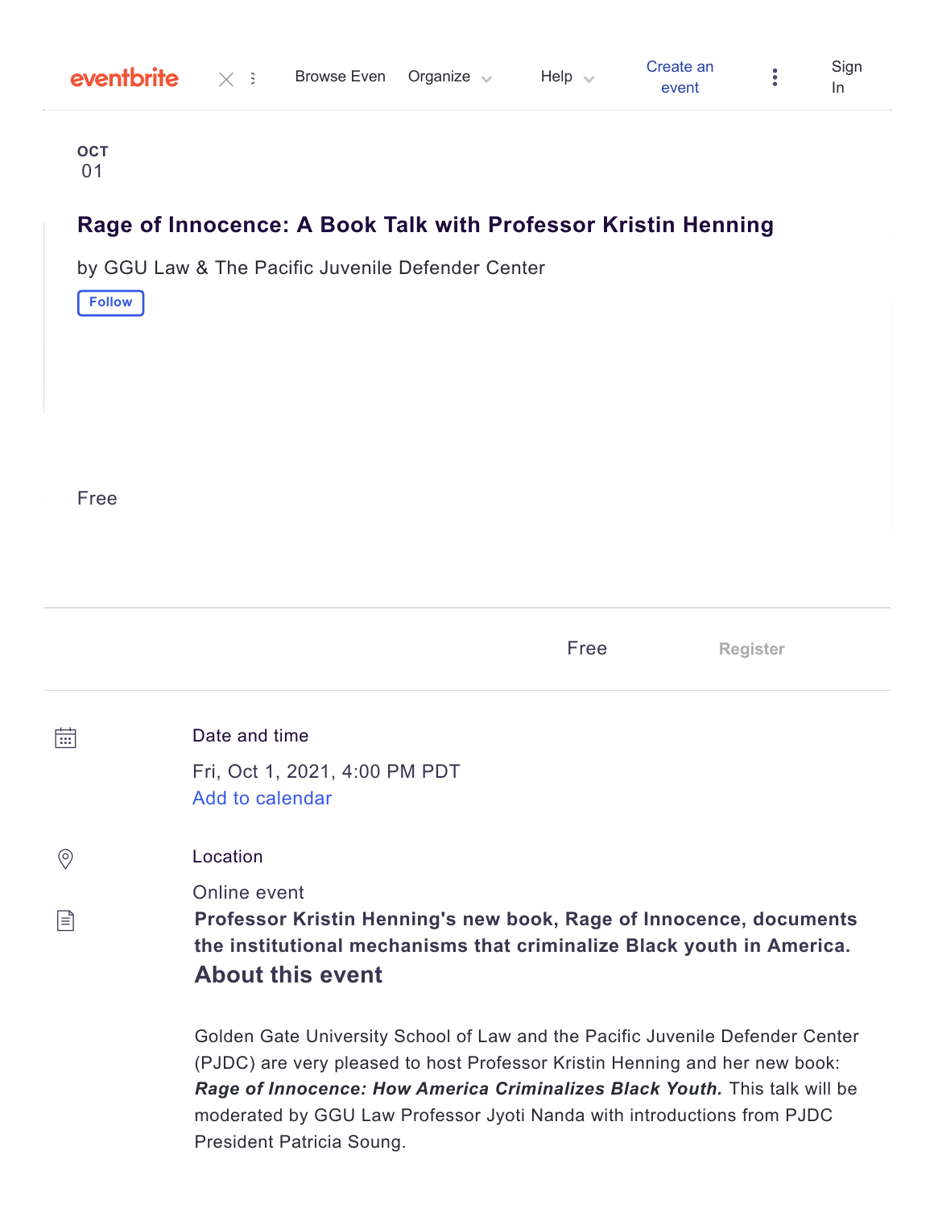eventbrite Browse Events Organize Help Create an event Sign In

OCT
01

# Rage of Innocence: A Book Talk with Professor Kristin Henning

by GGU Law & The Pacific Juvenile Defender Center

Follow

Free

Free Register

Date and time

Fri, Oct 1, 2021, 4:00 PM PDT
Add to calendar

Location

Online event

**Professor Kristin Henning's new book, Rage of Innocence, documents the institutional mechanisms that criminalize Black youth in America.**

## About this event

Golden Gate University School of Law and the Pacific Juvenile Defender Center (PJDC) are very pleased to host Professor Kristin Henning and her new book: ***Rage of Innocence: How America Criminalizes Black Youth.*** This talk will be moderated by GGU Law Professor Jyoti Nanda with introductions from PJDC President Patricia Soung.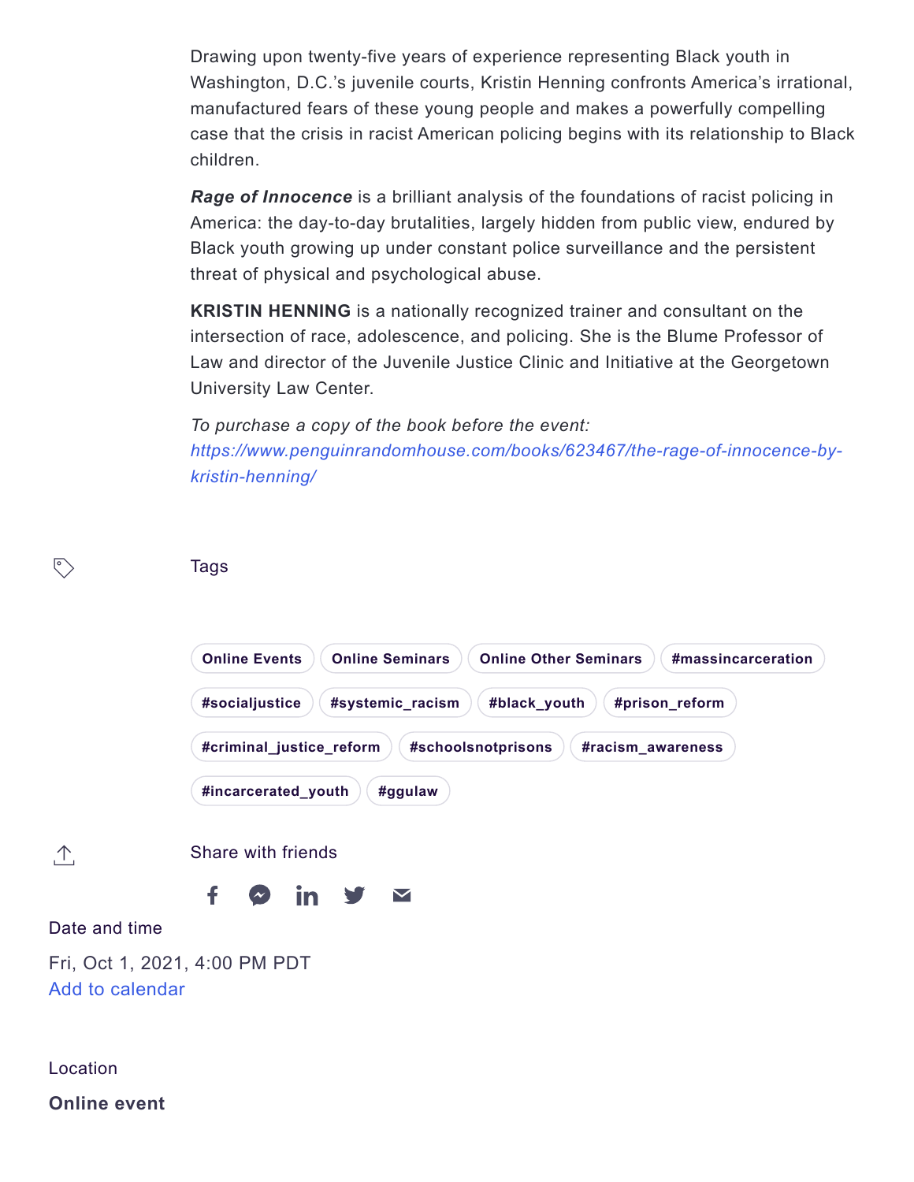Drawing upon twenty-five years of experience representing Black youth in Washington, D.C.'s juvenile courts, Kristin Henning confronts America's irrational, manufactured fears of these young people and makes a powerfully compelling case that the crisis in racist American policing begins with its relationship to Black children.

***Rage of Innocence*** is a brilliant analysis of the foundations of racist policing in America: the day-to-day brutalities, largely hidden from public view, endured by Black youth growing up under constant police surveillance and the persistent threat of physical and psychological abuse.

**KRISTIN HENNING** is a nationally recognized trainer and consultant on the intersection of race, adolescence, and policing. She is the Blume Professor of Law and director of the Juvenile Justice Clinic and Initiative at the Georgetown University Law Center.

*To purchase a copy of the book before the event:*
*https://www.penguinrandomhouse.com/books/623467/the-rage-of-innocence-by-kristin-henning/*

Tags

Online Events | Online Seminars | Online Other Seminars | #massincarceration | #socialjustice | #systemic_racism | #black_youth | #prison_reform | #criminal_justice_reform | #schoolsnotprisons | #racism_awareness | #incarcerated_youth | #ggulaw

Share with friends

Date and time

Fri, Oct 1, 2021, 4:00 PM PDT
Add to calendar

Location

**Online event**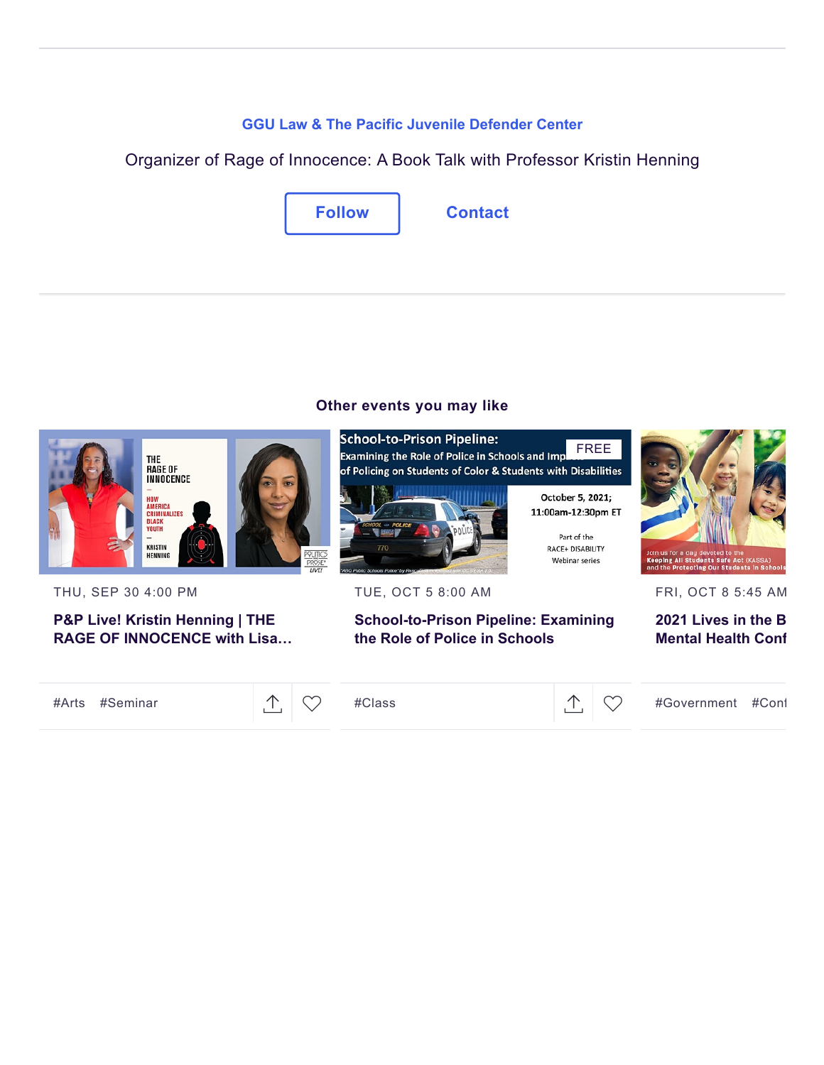**GGU Law & The Pacific Juvenile Defender Center**

Organizer of Rage of Innocence: A Book Talk with Professor Kristin Henning

Follow

Contact

## Other events you may like

THU, SEP 30 4:00 PM

**P&P Live! Kristin Henning | THE RAGE OF INNOCENCE with Lisa...**

#Arts #Seminar

TUE, OCT 5 8:00 AM

**School-to-Prison Pipeline: Examining the Role of Police in Schools**

#Class

FRI, OCT 8 5:45 AM

**2021 Lives in the B Mental Health Conf**

#Government #Conf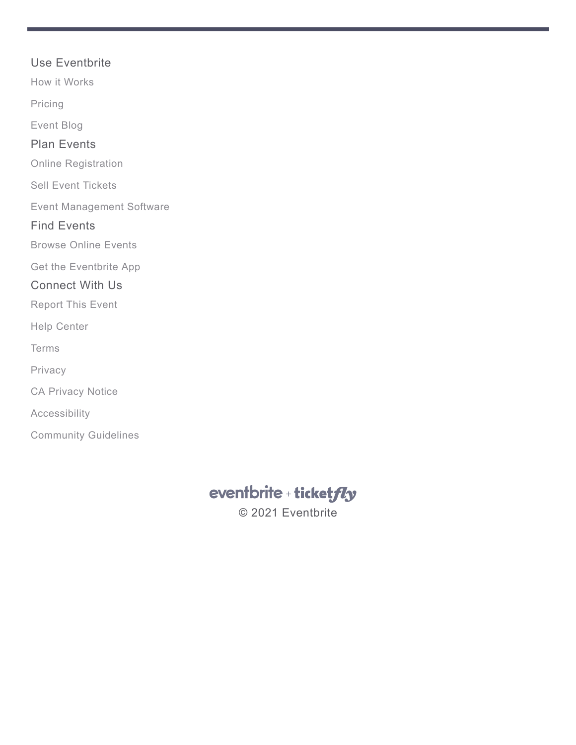## Use Eventbrite

How it Works

Pricing

Event Blog

## Plan Events

Online Registration

Sell Event Tickets

Event Management Software

## Find Events

Browse Online Events

Get the Eventbrite App

## Connect With Us

Report This Event

Help Center

Terms

Privacy

CA Privacy Notice

Accessibility

Community Guidelines

eventbrite + ticketfly

© 2021 Eventbrite